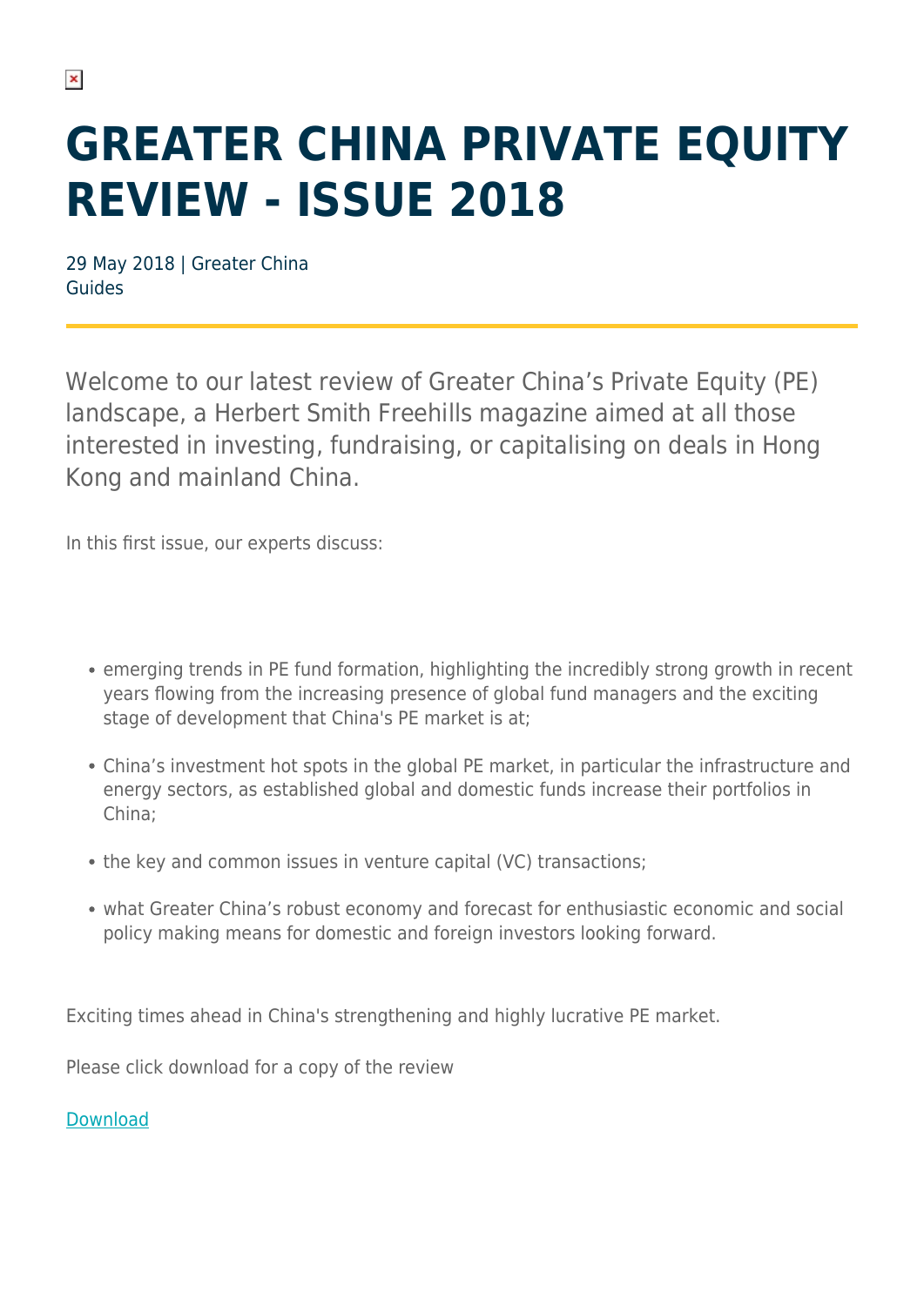# GREATER CHINA PRIVATE EQUITY REVIEW - ISSUE 2018

29 May 2018 | Greater China
Guides

Welcome to our latest review of Greater China's Private Equity (PE) landscape, a Herbert Smith Freehills magazine aimed at all those interested in investing, fundraising, or capitalising on deals in Hong Kong and mainland China.

In this first issue, our experts discuss:

- emerging trends in PE fund formation, highlighting the incredibly strong growth in recent years flowing from the increasing presence of global fund managers and the exciting stage of development that China's PE market is at;
- China's investment hot spots in the global PE market, in particular the infrastructure and energy sectors, as established global and domestic funds increase their portfolios in China;
- the key and common issues in venture capital (VC) transactions;
- what Greater China's robust economy and forecast for enthusiastic economic and social policy making means for domestic and foreign investors looking forward.

Exciting times ahead in China's strengthening and highly lucrative PE market.

Please click download for a copy of the review

Download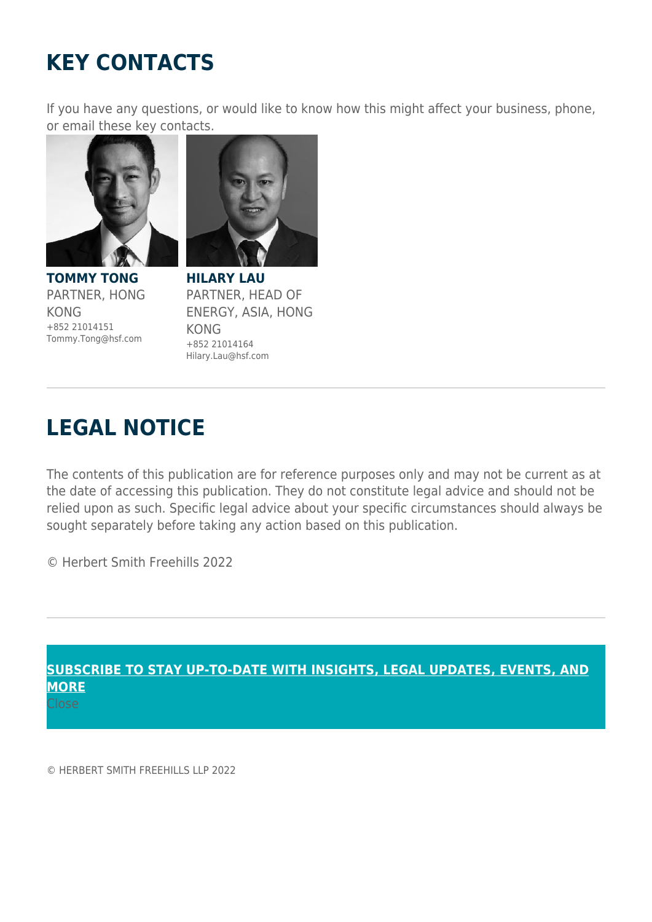## KEY CONTACTS

If you have any questions, or would like to know how this might affect your business, phone, or email these key contacts.

**TOMMY TONG**
PARTNER, HONG KONG
+852 21014151
Tommy.Tong@hsf.com

**HILARY LAU**
PARTNER, HEAD OF ENERGY, ASIA, HONG KONG
+852 21014164
Hilary.Lau@hsf.com

## LEGAL NOTICE

The contents of this publication are for reference purposes only and may not be current as at the date of accessing this publication. They do not constitute legal advice and should not be relied upon as such. Specific legal advice about your specific circumstances should always be sought separately before taking any action based on this publication.

© Herbert Smith Freehills 2022

**SUBSCRIBE TO STAY UP-TO-DATE WITH INSIGHTS, LEGAL UPDATES, EVENTS, AND MORE**
Close

© HERBERT SMITH FREEHILLS LLP 2022